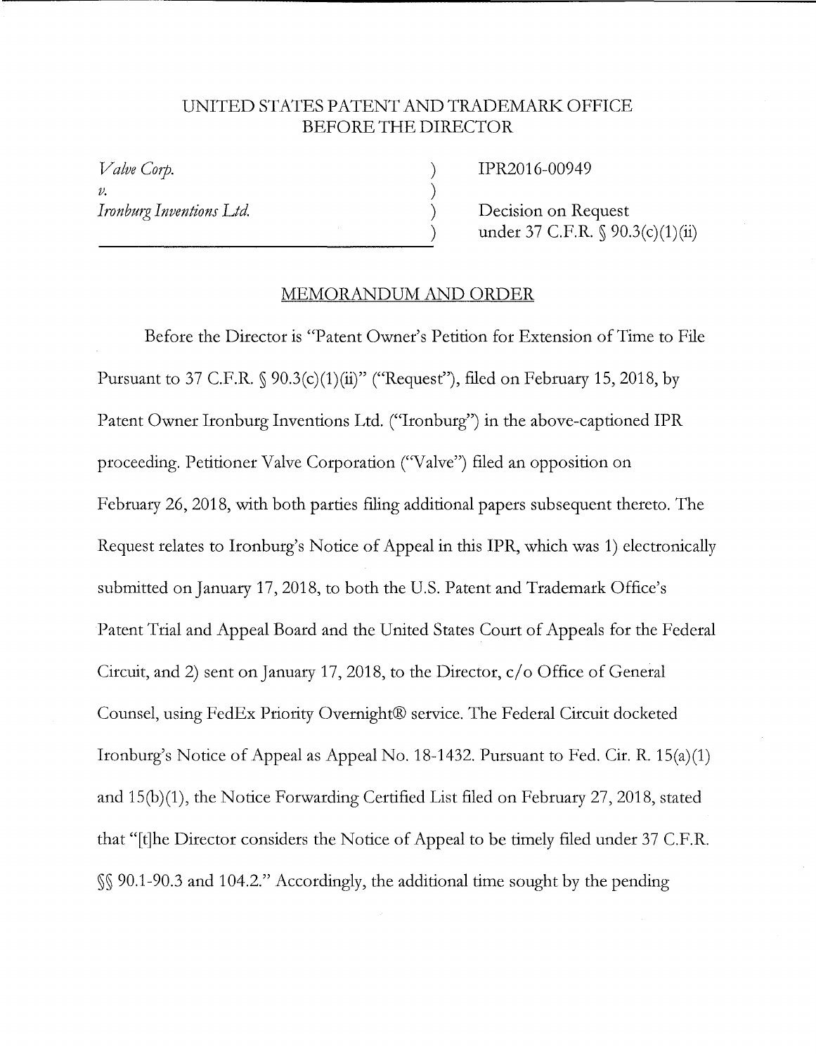UNITED STATES PATENT AND TRADEMARK OFFICE
BEFORE THE DIRECTOR

| | | |
|---|---|---|
| *Valve Corp.* | ) | IPR2016-00949 |
| *v.* | ) | |
| *Ironburg Inventions Ltd.* | ) | Decision on Request |
| | ) | under 37 C.F.R. § 90.3(c)(1)(ii) |

## MEMORANDUM AND ORDER

Before the Director is "Patent Owner's Petition for Extension of Time to File Pursuant to 37 C.F.R. § 90.3(c)(1)(ii)" ("Request"), filed on February 15, 2018, by Patent Owner Ironburg Inventions Ltd. ("Ironburg") in the above-captioned IPR proceeding. Petitioner Valve Corporation ("Valve") filed an opposition on February 26, 2018, with both parties filing additional papers subsequent thereto. The Request relates to Ironburg's Notice of Appeal in this IPR, which was 1) electronically submitted on January 17, 2018, to both the U.S. Patent and Trademark Office's Patent Trial and Appeal Board and the United States Court of Appeals for the Federal Circuit, and 2) sent on January 17, 2018, to the Director, c/o Office of General Counsel, using FedEx Priority Overnight® service. The Federal Circuit docketed Ironburg's Notice of Appeal as Appeal No. 18-1432. Pursuant to Fed. Cir. R. 15(a)(1) and 15(b)(1), the Notice Forwarding Certified List filed on February 27, 2018, stated that "[t]he Director considers the Notice of Appeal to be timely filed under 37 C.F.R. §§ 90.1-90.3 and 104.2." Accordingly, the additional time sought by the pending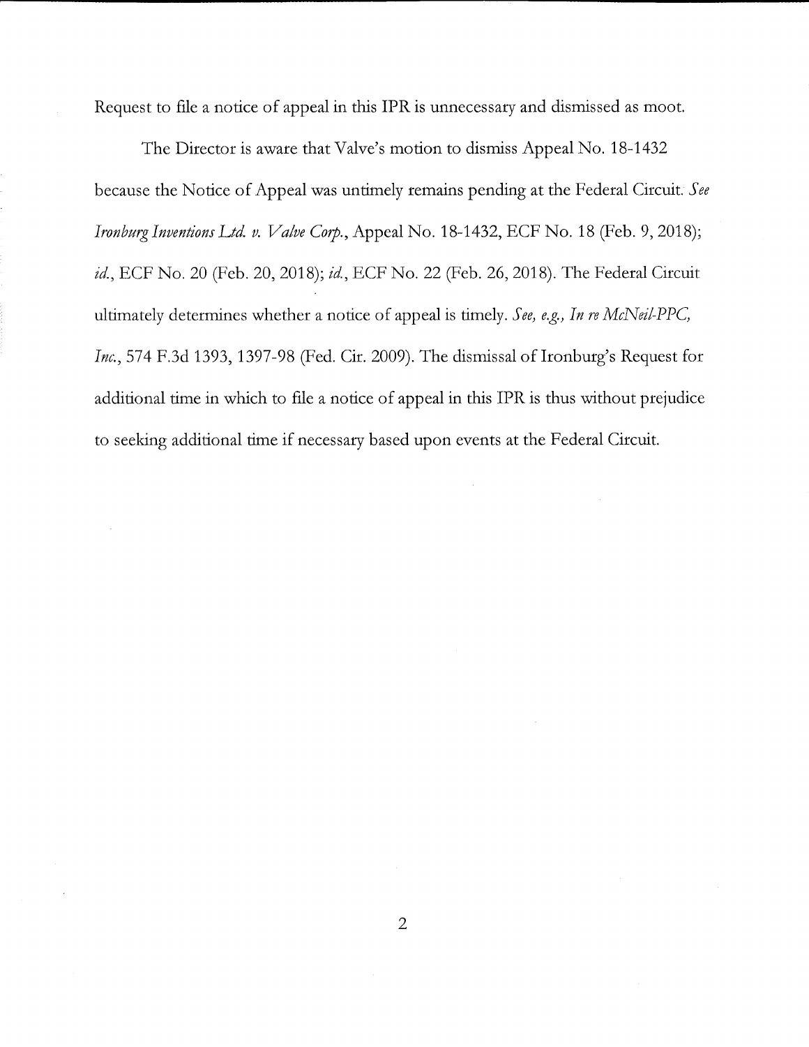Request to file a notice of appeal in this IPR is unnecessary and dismissed as moot.

The Director is aware that Valve's motion to dismiss Appeal No. 18-1432 because the Notice of Appeal was untimely remains pending at the Federal Circuit. *See Ironburg Inventions Ltd. v. Valve Corp.*, Appeal No. 18-1432, ECF No. 18 (Feb. 9, 2018); *id.*, ECF No. 20 (Feb. 20, 2018); *id.*, ECF No. 22 (Feb. 26, 2018). The Federal Circuit ultimately determines whether a notice of appeal is timely. *See, e.g., In re McNeil-PPC, Inc.*, 574 F.3d 1393, 1397-98 (Fed. Cir. 2009). The dismissal of Ironburg's Request for additional time in which to file a notice of appeal in this IPR is thus without prejudice to seeking additional time if necessary based upon events at the Federal Circuit.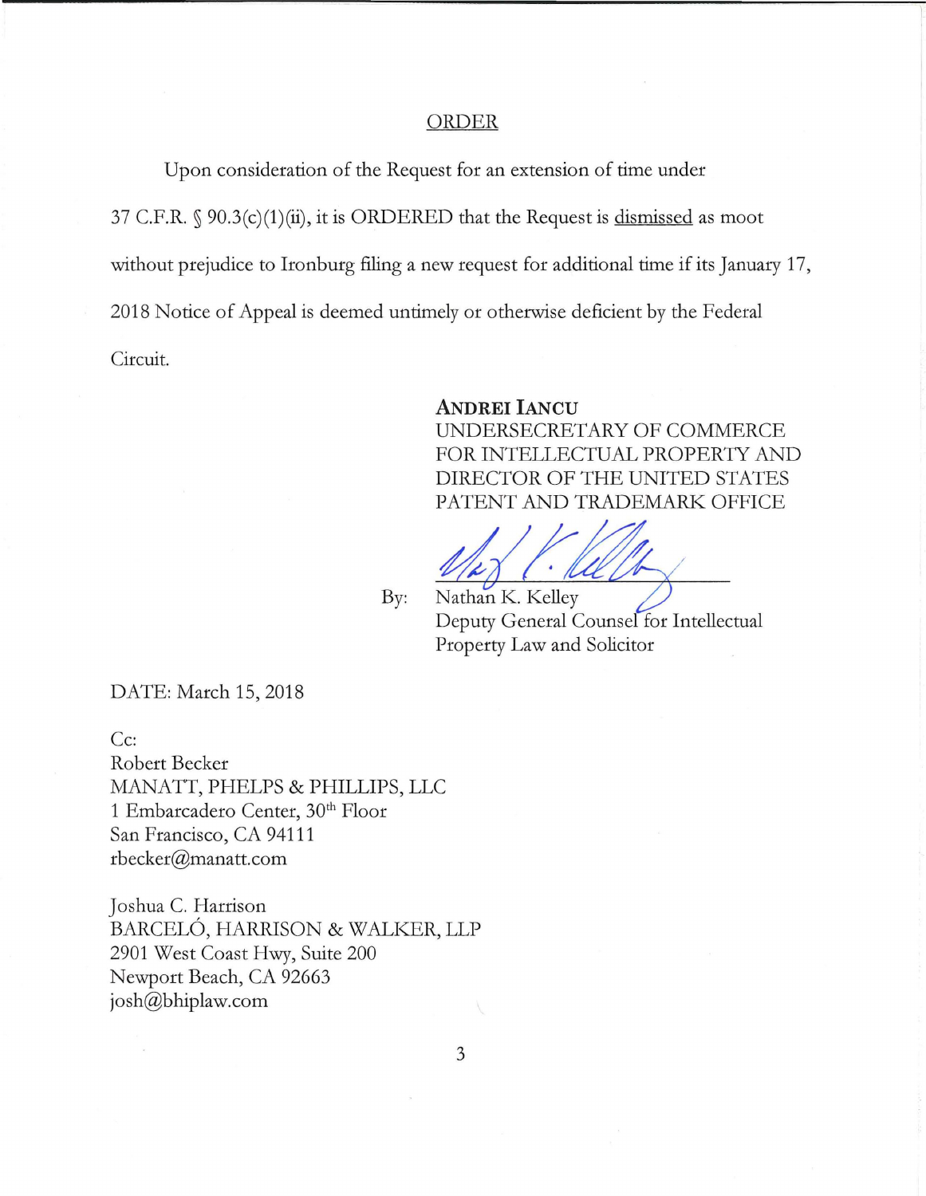## ORDER

Upon consideration of the Request for an extension of time under 37 C.F.R. § 90.3(c)(1)(ii), it is ORDERED that the Request is dismissed as moot without prejudice to Ironburg filing a new request for additional time if its January 17, 2018 Notice of Appeal is deemed untimely or otherwise deficient by the Federal Circuit.

**ANDREI IANCU**
UNDERSECRETARY OF COMMERCE FOR INTELLECTUAL PROPERTY AND DIRECTOR OF THE UNITED STATES PATENT AND TRADEMARK OFFICE

By: Nathan K. Kelley
Deputy General Counsel for Intellectual Property Law and Solicitor

DATE: March 15, 2018

Cc:
Robert Becker
MANATT, PHELPS & PHILLIPS, LLC
1 Embarcadero Center, 30th Floor
San Francisco, CA 94111
rbecker@manatt.com

Joshua C. Harrison
BARCELÓ, HARRISON & WALKER, LLP
2901 West Coast Hwy, Suite 200
Newport Beach, CA 92663
josh@bhiplaw.com